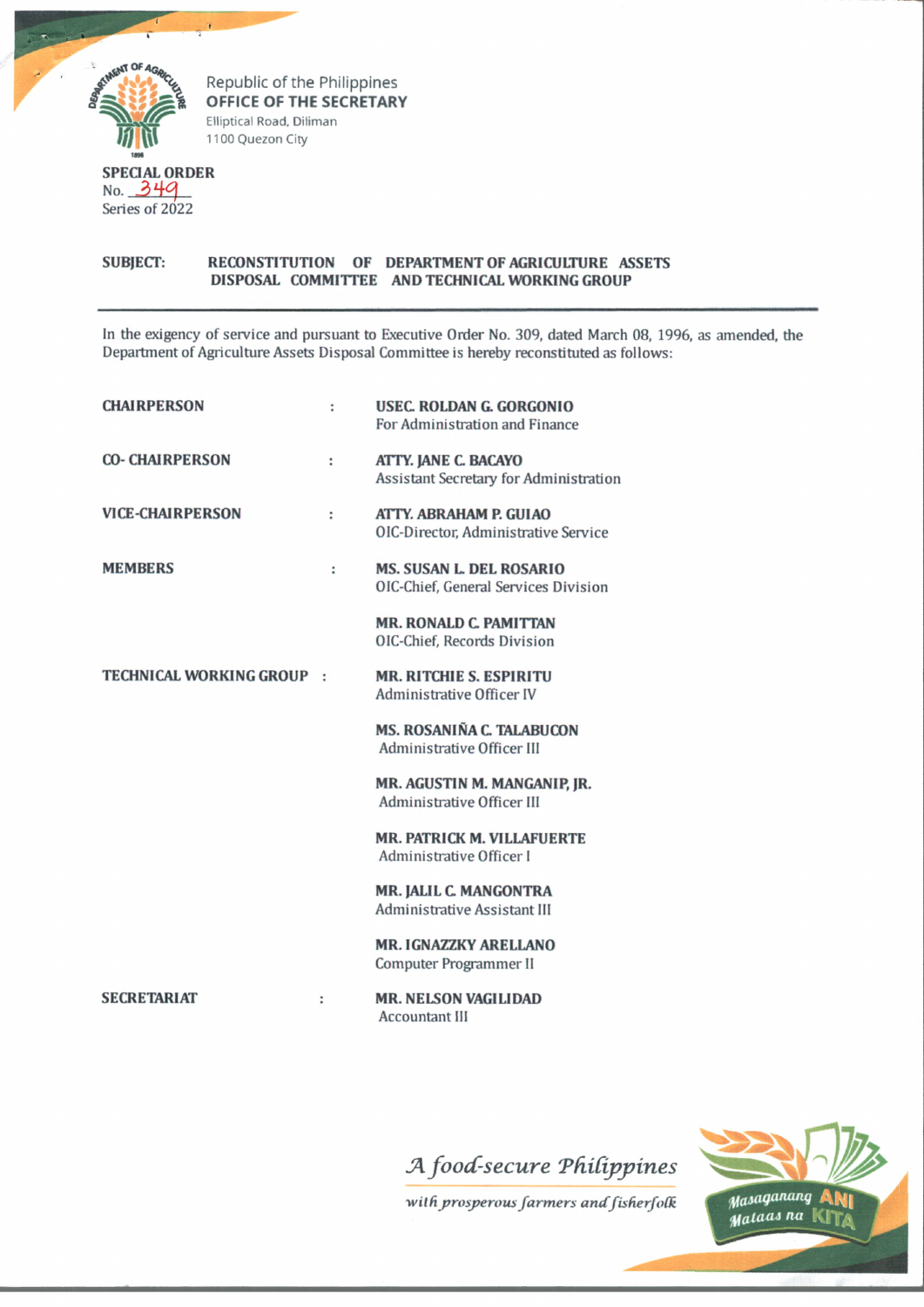Republic of the Philippines
**OFFICE OF THE SECRETARY**
Elliptical Road, Diliman
1100 Quezon City

**SPECIAL ORDER**
No. 349
Series of 2022

**SUBJECT: RECONSTITUTION OF DEPARTMENT OF AGRICULTURE ASSETS DISPOSAL COMMITTEE AND TECHNICAL WORKING GROUP**

---

In the exigency of service and pursuant to Executive Order No. 309, dated March 08, 1996, as amended, the Department of Agriculture Assets Disposal Committee is hereby reconstituted as follows:

| | | |
|---|---|---|
| **CHAIRPERSON** | : | **USEC. ROLDAN G. GORGONIO**<br>For Administration and Finance |
| **CO- CHAIRPERSON** | : | **ATTY. JANE C. BACAYO**<br>Assistant Secretary for Administration |
| **VICE-CHAIRPERSON** | : | **ATTY. ABRAHAM P. GUIAO**<br>OIC-Director, Administrative Service |
| **MEMBERS** | : | **MS. SUSAN L. DEL ROSARIO**<br>OIC-Chief, General Services Division |
| | | **MR. RONALD C. PAMITTAN**<br>OIC-Chief, Records Division |
| **TECHNICAL WORKING GROUP** | : | **MR. RITCHIE S. ESPIRITU**<br>Administrative Officer IV |
| | | **MS. ROSANIÑA C. TALABUCON**<br>Administrative Officer III |
| | | **MR. AGUSTIN M. MANGANIP, JR.**<br>Administrative Officer III |
| | | **MR. PATRICK M. VILLAFUERTE**<br>Administrative Officer I |
| | | **MR. JALIL C. MANGONTRA**<br>Administrative Assistant III |
| | | **MR. IGNAZZKY ARELLANO**<br>Computer Programmer II |
| **SECRETARIAT** | : | **MR. NELSON VAGILIDAD**<br>Accountant III |

*A food-secure Philippines*
*with prosperous farmers and fisherfolk*

Masaganang ANI Mataas na KITA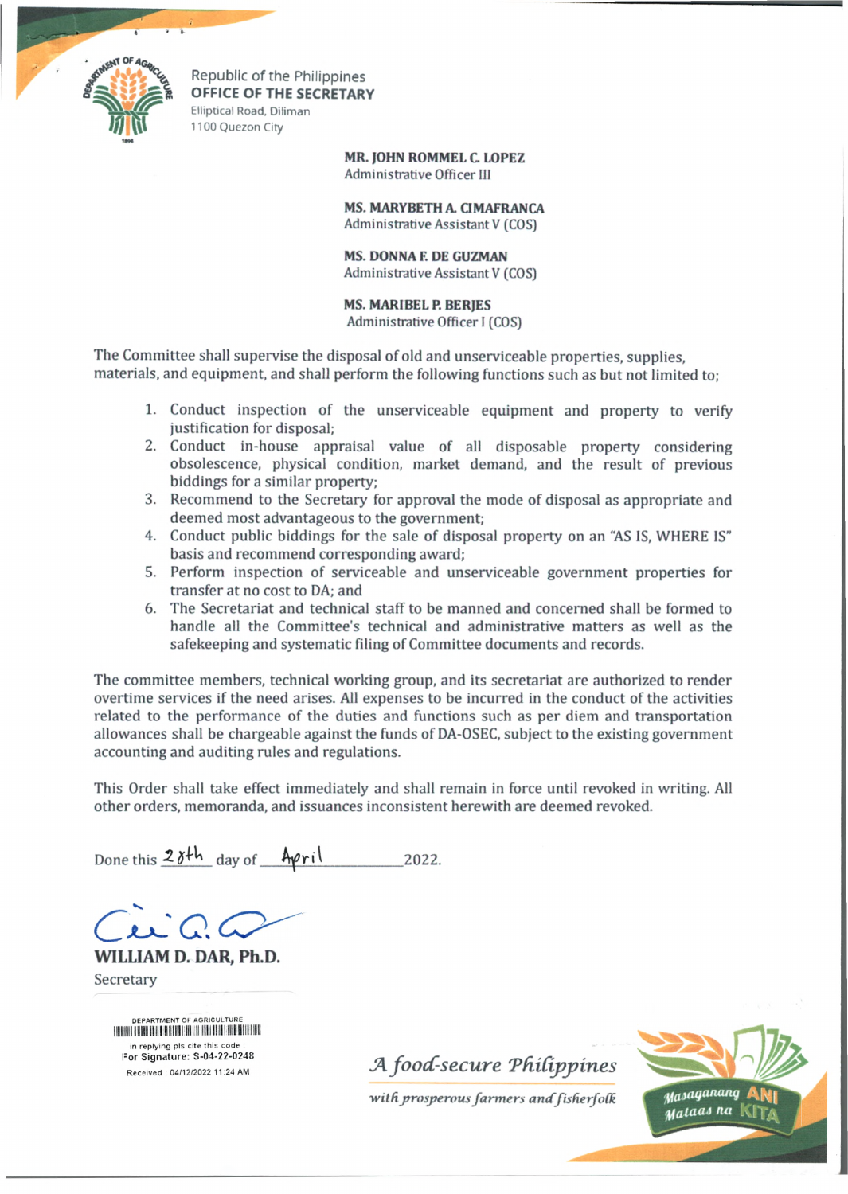Republic of the Philippines
**OFFICE OF THE SECRETARY**
Elliptical Road, Diliman
1100 Quezon City

**MR. JOHN ROMMEL C. LOPEZ**
Administrative Officer III

**MS. MARYBETH A. CIMAFRANCA**
Administrative Assistant V (COS)

**MS. DONNA F. DE GUZMAN**
Administrative Assistant V (COS)

**MS. MARIBEL P. BERJES**
Administrative Officer I (COS)

The Committee shall supervise the disposal of old and unserviceable properties, supplies, materials, and equipment, and shall perform the following functions such as but not limited to;

1. Conduct inspection of the unserviceable equipment and property to verify justification for disposal;
2. Conduct in-house appraisal value of all disposable property considering obsolescence, physical condition, market demand, and the result of previous biddings for a similar property;
3. Recommend to the Secretary for approval the mode of disposal as appropriate and deemed most advantageous to the government;
4. Conduct public biddings for the sale of disposal property on an "AS IS, WHERE IS" basis and recommend corresponding award;
5. Perform inspection of serviceable and unserviceable government properties for transfer at no cost to DA; and
6. The Secretariat and technical staff to be manned and concerned shall be formed to handle all the Committee's technical and administrative matters as well as the safekeeping and systematic filing of Committee documents and records.

The committee members, technical working group, and its secretariat are authorized to render overtime services if the need arises. All expenses to be incurred in the conduct of the activities related to the performance of the duties and functions such as per diem and transportation allowances shall be chargeable against the funds of DA-OSEC, subject to the existing government accounting and auditing rules and regulations.

This Order shall take effect immediately and shall remain in force until revoked in writing. All other orders, memoranda, and issuances inconsistent herewith are deemed revoked.

Done this 28th day of April 2022.

**WILLIAM D. DAR, Ph.D.**
Secretary

DEPARTMENT OF AGRICULTURE
in replying pls cite this code :
For Signature: S-04-22-0248
Received : 04/12/2022 11:24 AM

*A food-secure Philippines*
*with prosperous farmers and fisherfolk*

Masaganang ANI
Mataas na KITA